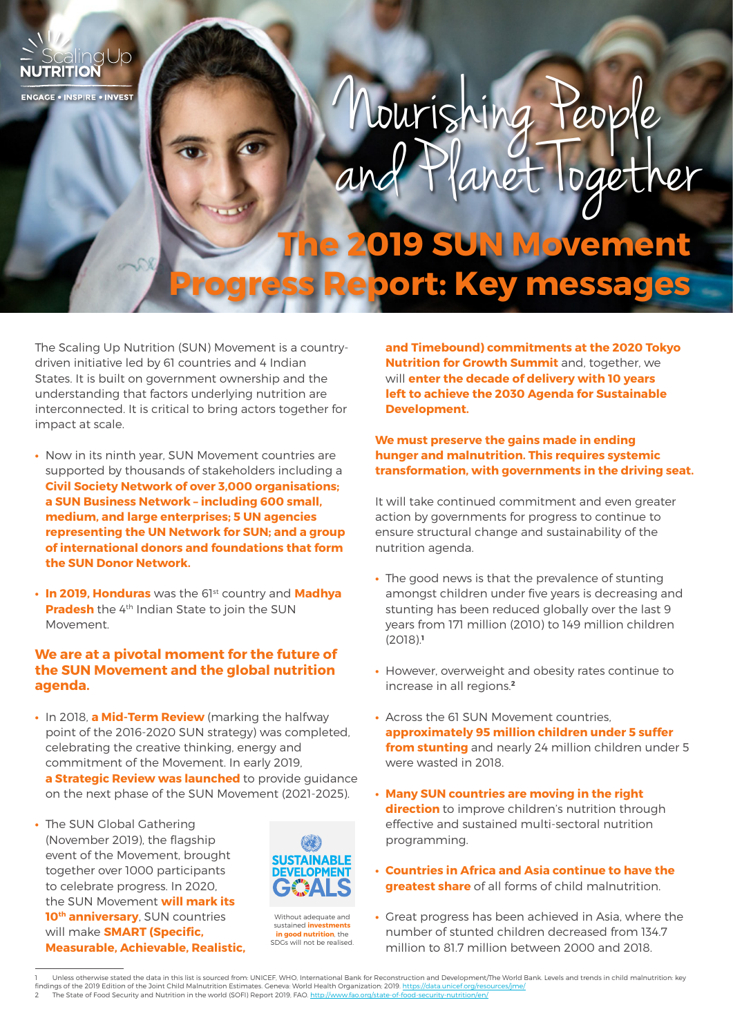Scaling Up NUTRITION

ENGAGE • INSPIRE • INVEST

# Nourishing People and Planet Together

# The 2019 SUN Movement Progress Report: Key messages

The Scaling Up Nutrition (SUN) Movement is a country-driven initiative led by 61 countries and 4 Indian States. It is built on government ownership and the understanding that factors underlying nutrition are interconnected. It is critical to bring actors together for impact at scale.

- Now in its ninth year, SUN Movement countries are supported by thousands of stakeholders including a **Civil Society Network of over 3,000 organisations; a SUN Business Network – including 600 small, medium, and large enterprises; 5 UN agencies representing the UN Network for SUN; and a group of international donors and foundations that form the SUN Donor Network.**
- **In 2019, Honduras** was the 61st country and **Madhya Pradesh** the 4th Indian State to join the SUN Movement.

### We are at a pivotal moment for the future of the SUN Movement and the global nutrition agenda.

- In 2018, **a Mid-Term Review** (marking the halfway point of the 2016-2020 SUN strategy) was completed, celebrating the creative thinking, energy and commitment of the Movement. In early 2019, **a Strategic Review was launched** to provide guidance on the next phase of the SUN Movement (2021-2025).
- The SUN Global Gathering (November 2019), the flagship event of the Movement, brought together over 1000 participants to celebrate progress. In 2020, the SUN Movement **will mark its 10th anniversary**, SUN countries will make **SMART (Specific, Measurable, Achievable, Realistic, and Timebound) commitments at the 2020 Tokyo Nutrition for Growth Summit** and, together, we will **enter the decade of delivery with 10 years left to achieve the 2030 Agenda for Sustainable Development.**

SUSTAINABLE DEVELOPMENT GOALS

Without adequate and sustained **investments in good nutrition**, the SDGs will not be realised.

### We must preserve the gains made in ending hunger and malnutrition. This requires systemic transformation, with governments in the driving seat.

It will take continued commitment and even greater action by governments for progress to continue to ensure structural change and sustainability of the nutrition agenda.

- The good news is that the prevalence of stunting amongst children under five years is decreasing and stunting has been reduced globally over the last 9 years from 171 million (2010) to 149 million children (2018).[1]
- However, overweight and obesity rates continue to increase in all regions.[2]
- Across the 61 SUN Movement countries, **approximately 95 million children under 5 suffer from stunting** and nearly 24 million children under 5 were wasted in 2018.
- **Many SUN countries are moving in the right direction** to improve children's nutrition through effective and sustained multi-sectoral nutrition programming.
- **Countries in Africa and Asia continue to have the greatest share** of all forms of child malnutrition.
- Great progress has been achieved in Asia, where the number of stunted children decreased from 134.7 million to 81.7 million between 2000 and 2018.

---

1 Unless otherwise stated the data in this list is sourced from: UNICEF, WHO, International Bank for Reconstruction and Development/The World Bank. Levels and trends in child malnutrition: key findings of the 2019 Edition of the Joint Child Malnutrition Estimates. Geneva: World Health Organization; 2019. https://data.unicef.org/resources/jme/

2 The State of Food Security and Nutrition in the world (SOFI) Report 2019, FAO. http://www.fao.org/state-of-food-security-nutrition/en/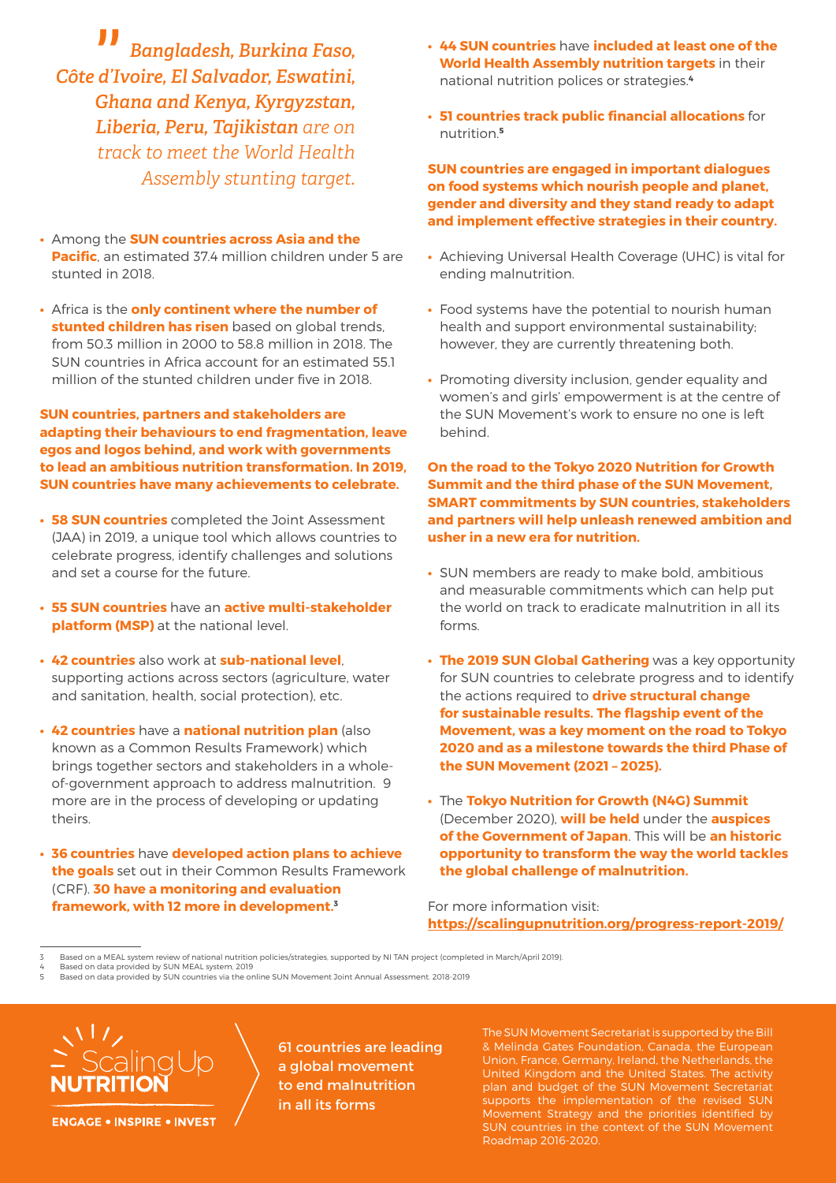*Bangladesh, Burkina Faso, Côte d'Ivoire, El Salvador, Eswatini, Ghana and Kenya, Kyrgyzstan, Liberia, Peru, Tajikistan are on track to meet the World Health Assembly stunting target.*

- Among the **SUN countries across Asia and the Pacific**, an estimated 37.4 million children under 5 are stunted in 2018.
- Africa is the **only continent where the number of stunted children has risen** based on global trends, from 50.3 million in 2000 to 58.8 million in 2018. The SUN countries in Africa account for an estimated 55.1 million of the stunted children under five in 2018.

**SUN countries, partners and stakeholders are adapting their behaviours to end fragmentation, leave egos and logos behind, and work with governments to lead an ambitious nutrition transformation. In 2019, SUN countries have many achievements to celebrate.**

- **58 SUN countries** completed the Joint Assessment (JAA) in 2019, a unique tool which allows countries to celebrate progress, identify challenges and solutions and set a course for the future.
- **55 SUN countries** have an **active multi-stakeholder platform (MSP)** at the national level.
- **42 countries** also work at **sub-national level**, supporting actions across sectors (agriculture, water and sanitation, health, social protection), etc.
- **42 countries** have a **national nutrition plan** (also known as a Common Results Framework) which brings together sectors and stakeholders in a whole-of-government approach to address malnutrition. 9 more are in the process of developing or updating theirs.
- **36 countries** have **developed action plans to achieve the goals** set out in their Common Results Framework (CRF). **30 have a monitoring and evaluation framework, with 12 more in development.**[3]
- **44 SUN countries** have **included at least one of the World Health Assembly nutrition targets** in their national nutrition polices or strategies.[4]
- **51 countries track public financial allocations** for nutrition.[5]

**SUN countries are engaged in important dialogues on food systems which nourish people and planet, gender and diversity and they stand ready to adapt and implement effective strategies in their country.**

- Achieving Universal Health Coverage (UHC) is vital for ending malnutrition.
- Food systems have the potential to nourish human health and support environmental sustainability; however, they are currently threatening both.
- Promoting diversity inclusion, gender equality and women's and girls' empowerment is at the centre of the SUN Movement's work to ensure no one is left behind.

**On the road to the Tokyo 2020 Nutrition for Growth Summit and the third phase of the SUN Movement, SMART commitments by SUN countries, stakeholders and partners will help unleash renewed ambition and usher in a new era for nutrition.**

- SUN members are ready to make bold, ambitious and measurable commitments which can help put the world on track to eradicate malnutrition in all its forms.
- **The 2019 SUN Global Gathering** was a key opportunity for SUN countries to celebrate progress and to identify the actions required to **drive structural change for sustainable results. The flagship event of the Movement, was a key moment on the road to Tokyo 2020 and as a milestone towards the third Phase of the SUN Movement (2021 – 2025).**
- The **Tokyo Nutrition for Growth (N4G) Summit** (December 2020), **will be held** under the **auspices of the Government of Japan**. This will be **an historic opportunity to transform the way the world tackles the global challenge of malnutrition.**

For more information visit:
**https://scalingupnutrition.org/progress-report-2019/**

3 Based on a MEAL system review of national nutrition policies/strategies, supported by NI TAN project (completed in March/April 2019).
4 Based on data provided by SUN MEAL system, 2019
5 Based on data provided by SUN countries via the online SUN Movement Joint Annual Assessment, 2018-2019

Scaling Up NUTRITION

ENGAGE • INSPIRE • INVEST

61 countries are leading a global movement to end malnutrition in all its forms

The SUN Movement Secretariat is supported by the Bill & Melinda Gates Foundation, Canada, the European Union, France, Germany, Ireland, the Netherlands, the United Kingdom and the United States. The activity plan and budget of the SUN Movement Secretariat supports the implementation of the revised SUN Movement Strategy and the priorities identified by SUN countries in the context of the SUN Movement Roadmap 2016-2020.